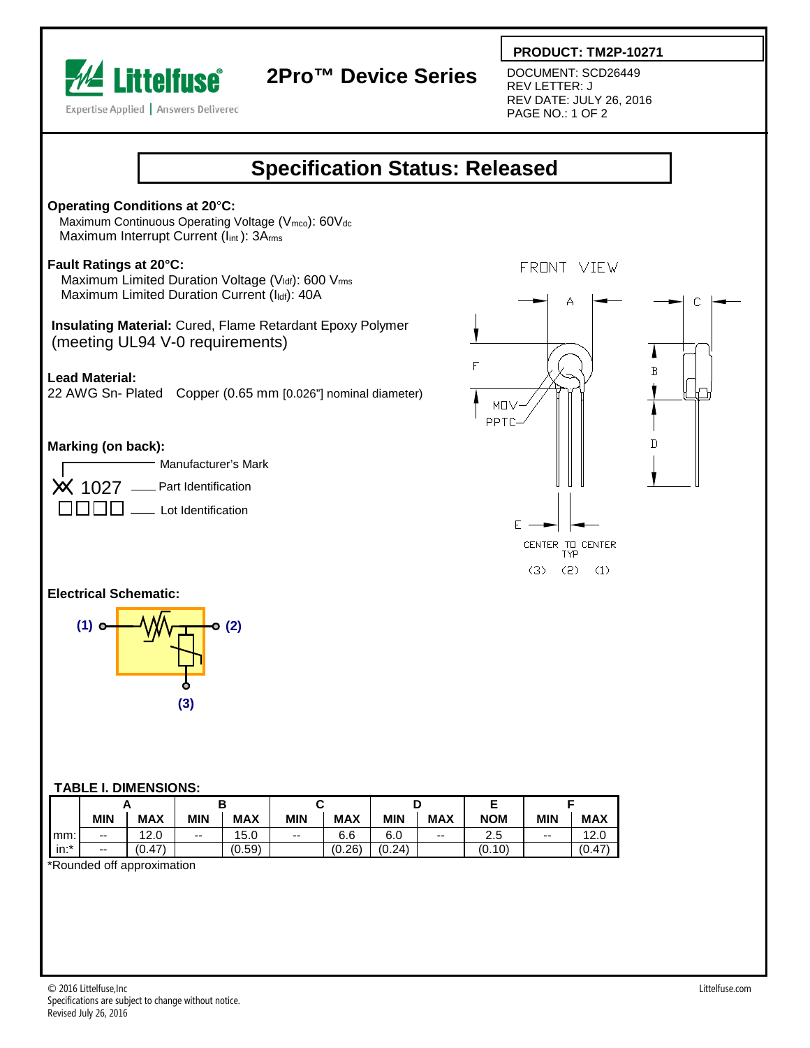**PRODUCT: TM2P-10271**

Littelfuse® — Expertise Applied | Answers Delivered

# 2Pro™ Device Series

DOCUMENT: SCD26449
REV LETTER: J
REV DATE: JULY 26, 2016

## Specification Status: Released

**Operating Conditions at 20°C:**

Maximum Continuous Operating Voltage ($V_{mco}$): 60$V_{dc}$
Maximum Interrupt Current ($I_{int}$): 3$A_{rms}$

**Fault Ratings at 20°C:**

Maximum Limited Duration Voltage ($V_{ldf}$): 600 $V_{rms}$
Maximum Limited Duration Current ($I_{ldf}$): 40A

**Insulating Material:** Cured, Flame Retardant Epoxy Polymer (meeting UL94 V-0 requirements)

**Lead Material:**
22 AWG Sn- Plated Copper (0.65 mm [0.026"] nominal diameter)

**Marking (on back):**

- Manufacturer's Mark
- 1027 — Part Identification
- □□□□ — Lot Identification

FRONT VIEW

MOV
PPTC

CENTER TO CENTER TYP

(3) (2) (1)

**Electrical Schematic:**

(1) (2) (3)

**TABLE I. DIMENSIONS:**

| | A | | B | | C | | D | | E | F | |
|---|---|---|---|---|---|---|---|---|---|---|---|
| | MIN | MAX | MIN | MAX | MIN | MAX | MIN | MAX | NOM | MIN | MAX |
| mm: | -- | 12.0 | -- | 15.0 | -- | 6.6 | 6.0 | -- | 2.5 | -- | 12.0 |
| in:* | -- | (0.47) | | (0.59) | | (0.26) | (0.24) | | (0.10) | | (0.47) |

*Rounded off approximation

© 2016 Littelfuse,Inc
Specifications are subject to change without notice.
Revised July 26, 2016

Littelfuse.com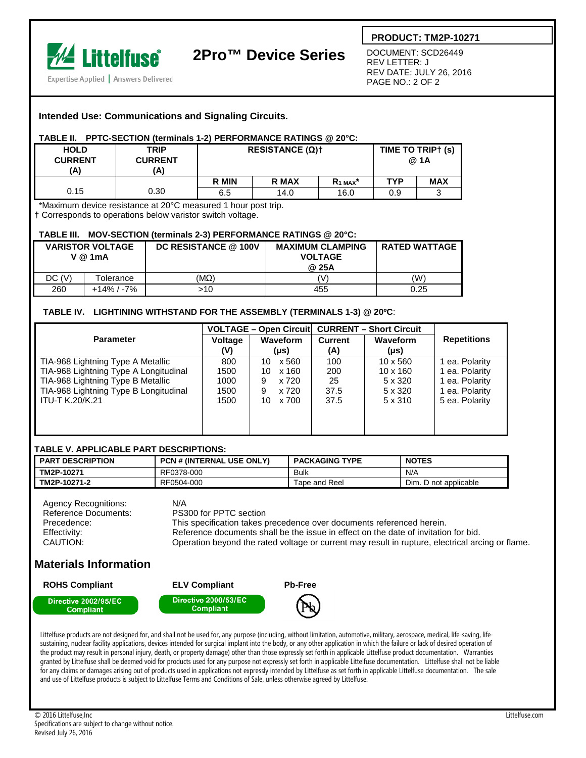**PRODUCT: TM2P-10271**

DOCUMENT: SCD26449
REV LETTER: J
REV DATE: JULY 26, 2016

# 2Pro™ Device Series

**Intended Use: Communications and Signaling Circuits.**

**TABLE II. PPTC-SECTION (terminals 1-2) PERFORMANCE RATINGS @ 20°C:**

| HOLD CURRENT (A) | TRIP CURRENT (A) | RESISTANCE (Ω)† | | | TIME TO TRIP† (s) @ 1A | |
|---|---|---|---|---|---|---|
| | | R MIN | R MAX | $R_{1\,MAX}$* | TYP | MAX |
| 0.15 | 0.30 | 6.5 | 14.0 | 16.0 | 0.9 | 3 |

*Maximum device resistance at 20°C measured 1 hour post trip.
† Corresponds to operations below varistor switch voltage.

**TABLE III. MOV-SECTION (terminals 2-3) PERFORMANCE RATINGS @ 20°C:**

| VARISTOR VOLTAGE V @ 1mA | | DC RESISTANCE @ 100V | MAXIMUM CLAMPING VOLTAGE @ 25A | RATED WATTAGE |
|---|---|---|---|---|
| DC (V) | Tolerance | (MΩ) | (V) | (W) |
| 260 | +14% / -7% | >10 | 455 | 0.25 |

**TABLE IV. LIGHTNING WITHSTAND FOR THE ASSEMBLY (TERMINALS 1-3) @ 20ºC:**

| Parameter | VOLTAGE – Open Circuit | | CURRENT – Short Circuit | | Repetitions |
|---|---|---|---|---|---|
| | Voltage (V) | Waveform (µs) | Current (A) | Waveform (µs) | |
| TIA-968 Lightning Type A Metallic | 800 | 10 x 560 | 100 | 10 x 560 | 1 ea. Polarity |
| TIA-968 Lightning Type A Longitudinal | 1500 | 10 x 160 | 200 | 10 x 160 | 1 ea. Polarity |
| TIA-968 Lightning Type B Metallic | 1000 | 9 x 720 | 25 | 5 x 320 | 1 ea. Polarity |
| TIA-968 Lightning Type B Longitudinal | 1500 | 9 x 720 | 37.5 | 5 x 320 | 1 ea. Polarity |
| ITU-T K.20/K.21 | 1500 | 10 x 700 | 37.5 | 5 x 310 | 5 ea. Polarity |

**TABLE V. APPLICABLE PART DESCRIPTIONS:**

| PART DESCRIPTION | PCN # (INTERNAL USE ONLY) | PACKAGING TYPE | NOTES |
|---|---|---|---|
| **TM2P-10271** | RF0378-000 | Bulk | N/A |
| **TM2P-10271-2** | RF0504-000 | Tape and Reel | Dim. D not applicable |

Agency Recognitions: N/A
Reference Documents: PS300 for PPTC section
Precedence: This specification takes precedence over documents referenced herein.
Effectivity: Reference documents shall be the issue in effect on the date of invitation for bid.
CAUTION: Operation beyond the rated voltage or current may result in rupture, electrical arcing or flame.

## Materials Information

**ROHS Compliant** — Directive 2002/95/EC Compliant

**ELV Compliant** — Directive 2000/53/EC Compliant

**Pb-Free**

Littelfuse products are not designed for, and shall not be used for, any purpose (including, without limitation, automotive, military, aerospace, medical, life-saving, life-sustaining, nuclear facility applications, devices intended for surgical implant into the body, or any other application in which the failure or lack of desired operation of the product may result in personal injury, death, or property damage) other than those expressly set forth in applicable Littelfuse product documentation. Warranties granted by Littelfuse shall be deemed void for products used for any purpose not expressly set forth in applicable Littelfuse documentation. Littelfuse shall not be liable for any claims or damages arising out of products used in applications not expressly intended by Littelfuse as set forth in applicable Littelfuse documentation. The sale and use of Littelfuse products is subject to Littelfuse Terms and Conditions of Sale, unless otherwise agreed by Littelfuse.

© 2016 Littelfuse,Inc
Specifications are subject to change without notice.
Revised July 26, 2016